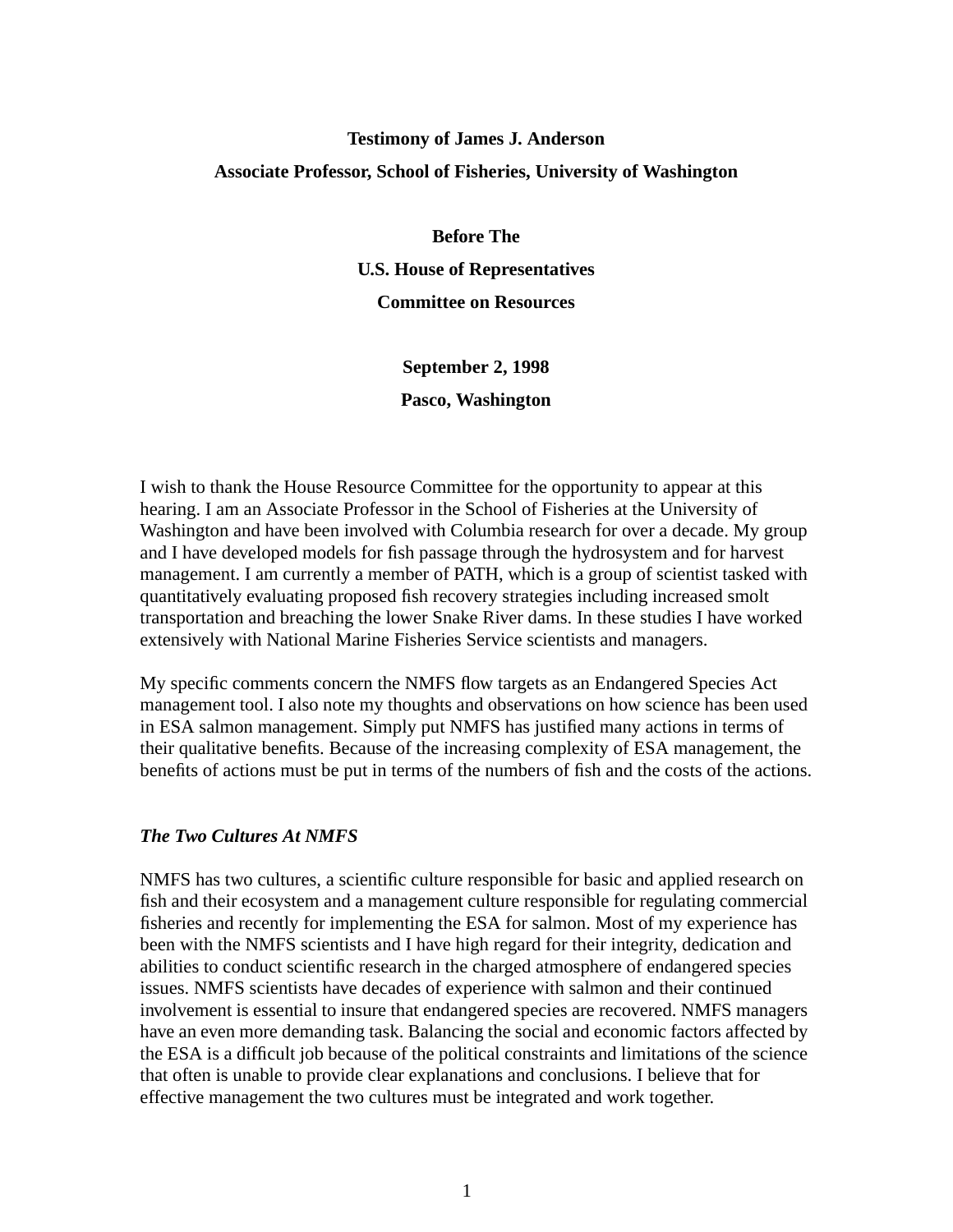**Testimony of James J. Anderson**

**Associate Professor, School of Fisheries, University of Washington**

**Before The**

**U.S. House of Representatives**

**Committee on Resources**

**September 2, 1998**

**Pasco, Washington**

I wish to thank the House Resource Committee for the opportunity to appear at this hearing. I am an Associate Professor in the School of Fisheries at the University of Washington and have been involved with Columbia research for over a decade. My group and I have developed models for fish passage through the hydrosystem and for harvest management. I am currently a member of PATH, which is a group of scientist tasked with quantitatively evaluating proposed fish recovery strategies including increased smolt transportation and breaching the lower Snake River dams. In these studies I have worked extensively with National Marine Fisheries Service scientists and managers.

My specific comments concern the NMFS flow targets as an Endangered Species Act management tool. I also note my thoughts and observations on how science has been used in ESA salmon management. Simply put NMFS has justified many actions in terms of their qualitative benefits. Because of the increasing complexity of ESA management, the benefits of actions must be put in terms of the numbers of fish and the costs of the actions.

### *The Two Cultures At NMFS*

NMFS has two cultures, a scientific culture responsible for basic and applied research on fish and their ecosystem and a management culture responsible for regulating commercial fisheries and recently for implementing the ESA for salmon. Most of my experience has been with the NMFS scientists and I have high regard for their integrity, dedication and abilities to conduct scientific research in the charged atmosphere of endangered species issues. NMFS scientists have decades of experience with salmon and their continued involvement is essential to insure that endangered species are recovered. NMFS managers have an even more demanding task. Balancing the social and economic factors affected by the ESA is a difficult job because of the political constraints and limitations of the science that often is unable to provide clear explanations and conclusions. I believe that for effective management the two cultures must be integrated and work together.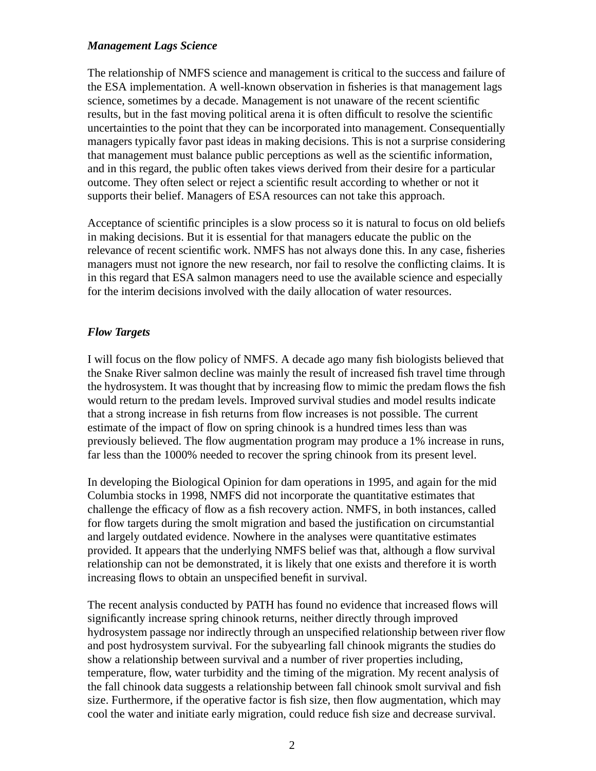### *Management Lags Science*

The relationship of NMFS science and management is critical to the success and failure of the ESA implementation. A well-known observation in fisheries is that management lags science, sometimes by a decade. Management is not unaware of the recent scientific results, but in the fast moving political arena it is often difficult to resolve the scientific uncertainties to the point that they can be incorporated into management. Consequentially managers typically favor past ideas in making decisions. This is not a surprise considering that management must balance public perceptions as well as the scientific information, and in this regard, the public often takes views derived from their desire for a particular outcome. They often select or reject a scientific result according to whether or not it supports their belief. Managers of ESA resources can not take this approach.

Acceptance of scientific principles is a slow process so it is natural to focus on old beliefs in making decisions. But it is essential for that managers educate the public on the relevance of recent scientific work. NMFS has not always done this. In any case, fisheries managers must not ignore the new research, nor fail to resolve the conflicting claims. It is in this regard that ESA salmon managers need to use the available science and especially for the interim decisions involved with the daily allocation of water resources.

### *Flow Targets*

I will focus on the flow policy of NMFS. A decade ago many fish biologists believed that the Snake River salmon decline was mainly the result of increased fish travel time through the hydrosystem. It was thought that by increasing flow to mimic the predam flows the fish would return to the predam levels. Improved survival studies and model results indicate that a strong increase in fish returns from flow increases is not possible. The current estimate of the impact of flow on spring chinook is a hundred times less than was previously believed. The flow augmentation program may produce a 1% increase in runs, far less than the 1000% needed to recover the spring chinook from its present level.

In developing the Biological Opinion for dam operations in 1995, and again for the mid Columbia stocks in 1998, NMFS did not incorporate the quantitative estimates that challenge the efficacy of flow as a fish recovery action. NMFS, in both instances, called for flow targets during the smolt migration and based the justification on circumstantial and largely outdated evidence. Nowhere in the analyses were quantitative estimates provided. It appears that the underlying NMFS belief was that, although a flow survival relationship can not be demonstrated, it is likely that one exists and therefore it is worth increasing flows to obtain an unspecified benefit in survival.

The recent analysis conducted by PATH has found no evidence that increased flows will significantly increase spring chinook returns, neither directly through improved hydrosystem passage nor indirectly through an unspecified relationship between river flow and post hydrosystem survival. For the subyearling fall chinook migrants the studies do show a relationship between survival and a number of river properties including, temperature, flow, water turbidity and the timing of the migration. My recent analysis of the fall chinook data suggests a relationship between fall chinook smolt survival and fish size. Furthermore, if the operative factor is fish size, then flow augmentation, which may cool the water and initiate early migration, could reduce fish size and decrease survival.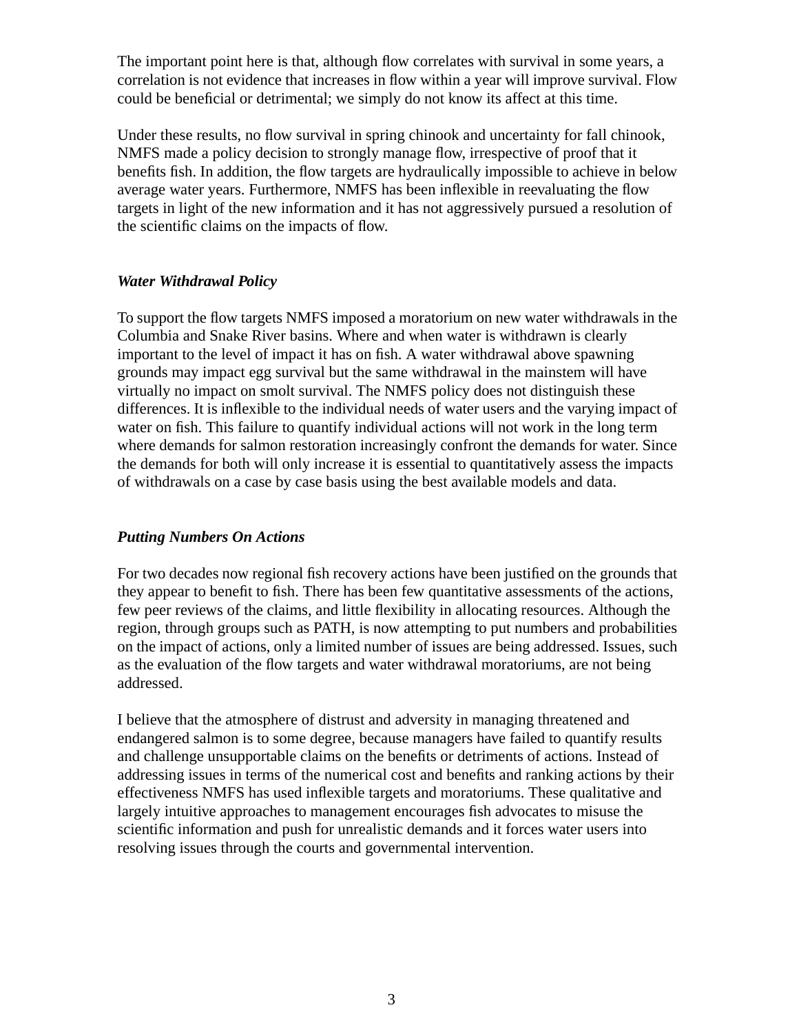The important point here is that, although flow correlates with survival in some years, a correlation is not evidence that increases in flow within a year will improve survival. Flow could be beneficial or detrimental; we simply do not know its affect at this time.

Under these results, no flow survival in spring chinook and uncertainty for fall chinook, NMFS made a policy decision to strongly manage flow, irrespective of proof that it benefits fish. In addition, the flow targets are hydraulically impossible to achieve in below average water years. Furthermore, NMFS has been inflexible in reevaluating the flow targets in light of the new information and it has not aggressively pursued a resolution of the scientific claims on the impacts of flow.

### *Water Withdrawal Policy*

To support the flow targets NMFS imposed a moratorium on new water withdrawals in the Columbia and Snake River basins. Where and when water is withdrawn is clearly important to the level of impact it has on fish. A water withdrawal above spawning grounds may impact egg survival but the same withdrawal in the mainstem will have virtually no impact on smolt survival. The NMFS policy does not distinguish these differences. It is inflexible to the individual needs of water users and the varying impact of water on fish. This failure to quantify individual actions will not work in the long term where demands for salmon restoration increasingly confront the demands for water. Since the demands for both will only increase it is essential to quantitatively assess the impacts of withdrawals on a case by case basis using the best available models and data.

### *Putting Numbers On Actions*

For two decades now regional fish recovery actions have been justified on the grounds that they appear to benefit to fish. There has been few quantitative assessments of the actions, few peer reviews of the claims, and little flexibility in allocating resources. Although the region, through groups such as PATH, is now attempting to put numbers and probabilities on the impact of actions, only a limited number of issues are being addressed. Issues, such as the evaluation of the flow targets and water withdrawal moratoriums, are not being addressed.

I believe that the atmosphere of distrust and adversity in managing threatened and endangered salmon is to some degree, because managers have failed to quantify results and challenge unsupportable claims on the benefits or detriments of actions. Instead of addressing issues in terms of the numerical cost and benefits and ranking actions by their effectiveness NMFS has used inflexible targets and moratoriums. These qualitative and largely intuitive approaches to management encourages fish advocates to misuse the scientific information and push for unrealistic demands and it forces water users into resolving issues through the courts and governmental intervention.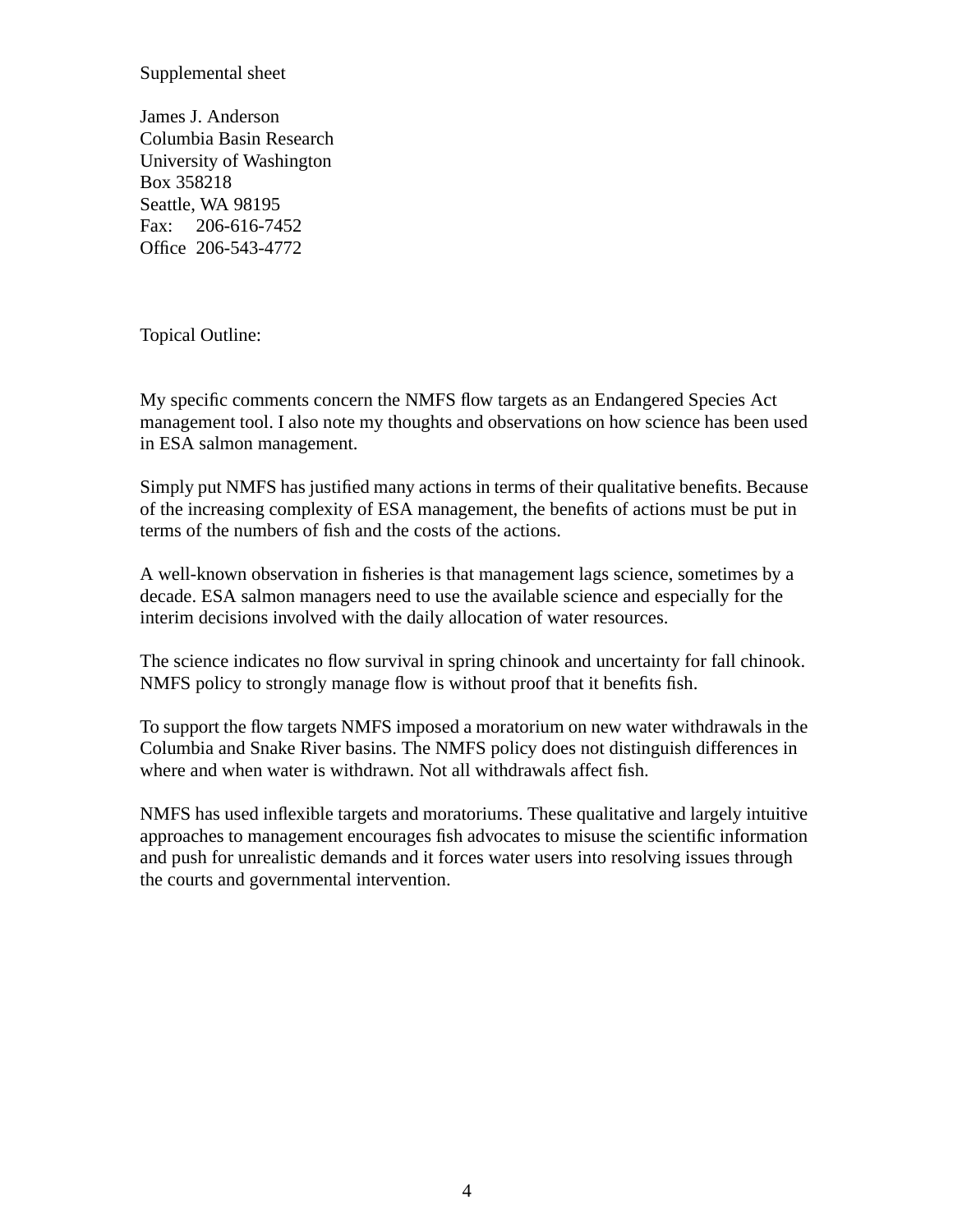Supplemental sheet

James J. Anderson  
Columbia Basin Research  
University of Washington  
Box 358218  
Seattle, WA 98195  
Fax: 206-616-7452  
Office 206-543-4772

Topical Outline:

My specific comments concern the NMFS flow targets as an Endangered Species Act management tool. I also note my thoughts and observations on how science has been used in ESA salmon management.

Simply put NMFS has justified many actions in terms of their qualitative benefits. Because of the increasing complexity of ESA management, the benefits of actions must be put in terms of the numbers of fish and the costs of the actions.

A well-known observation in fisheries is that management lags science, sometimes by a decade. ESA salmon managers need to use the available science and especially for the interim decisions involved with the daily allocation of water resources.

The science indicates no flow survival in spring chinook and uncertainty for fall chinook. NMFS policy to strongly manage flow is without proof that it benefits fish.

To support the flow targets NMFS imposed a moratorium on new water withdrawals in the Columbia and Snake River basins. The NMFS policy does not distinguish differences in where and when water is withdrawn. Not all withdrawals affect fish.

NMFS has used inflexible targets and moratoriums. These qualitative and largely intuitive approaches to management encourages fish advocates to misuse the scientific information and push for unrealistic demands and it forces water users into resolving issues through the courts and governmental intervention.